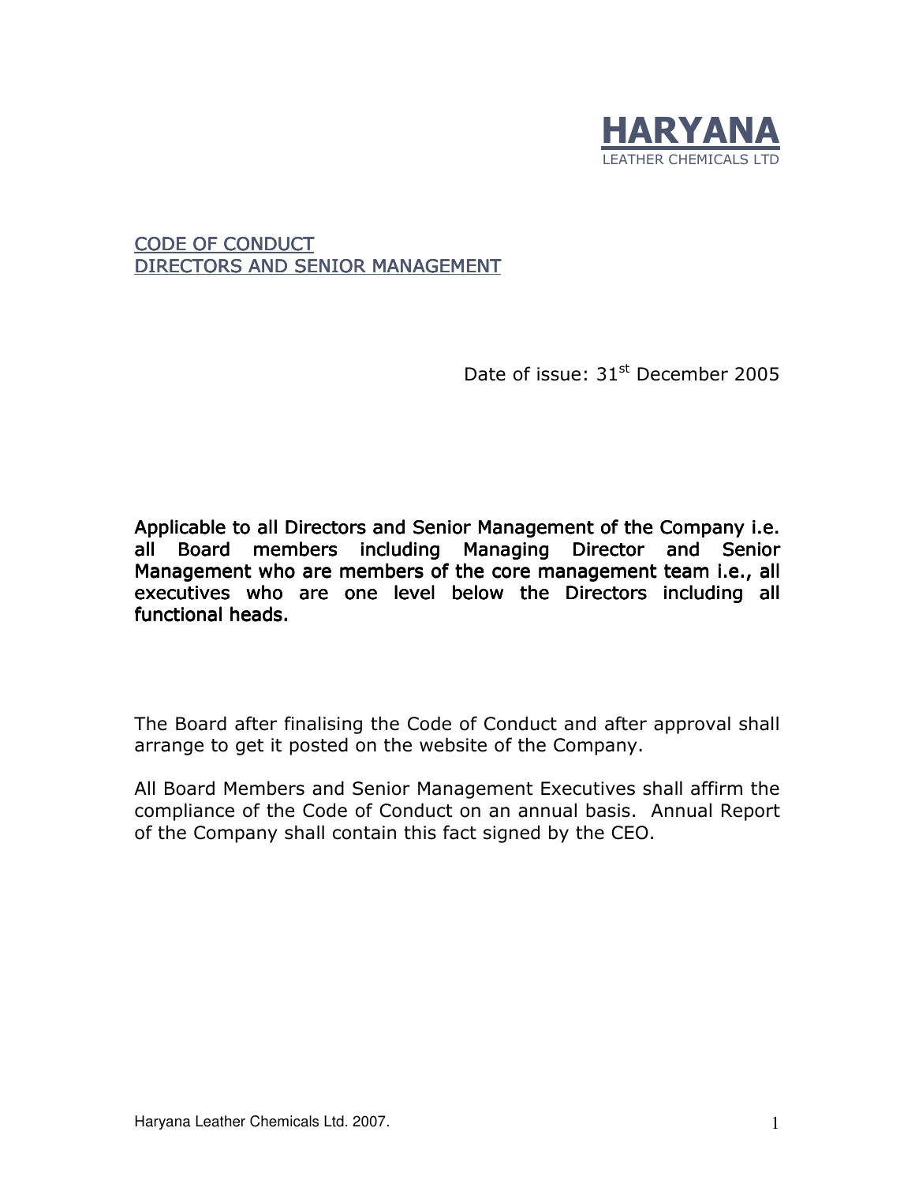**HARYANA**
LEATHER CHEMICALS LTD

# CODE OF CONDUCT
# DIRECTORS AND SENIOR MANAGEMENT

Date of issue: 31st December 2005

**Applicable to all Directors and Senior Management of the Company i.e. all Board members including Managing Director and Senior Management who are members of the core management team i.e., all executives who are one level below the Directors including all functional heads.**

The Board after finalising the Code of Conduct and after approval shall arrange to get it posted on the website of the Company.

All Board Members and Senior Management Executives shall affirm the compliance of the Code of Conduct on an annual basis. Annual Report of the Company shall contain this fact signed by the CEO.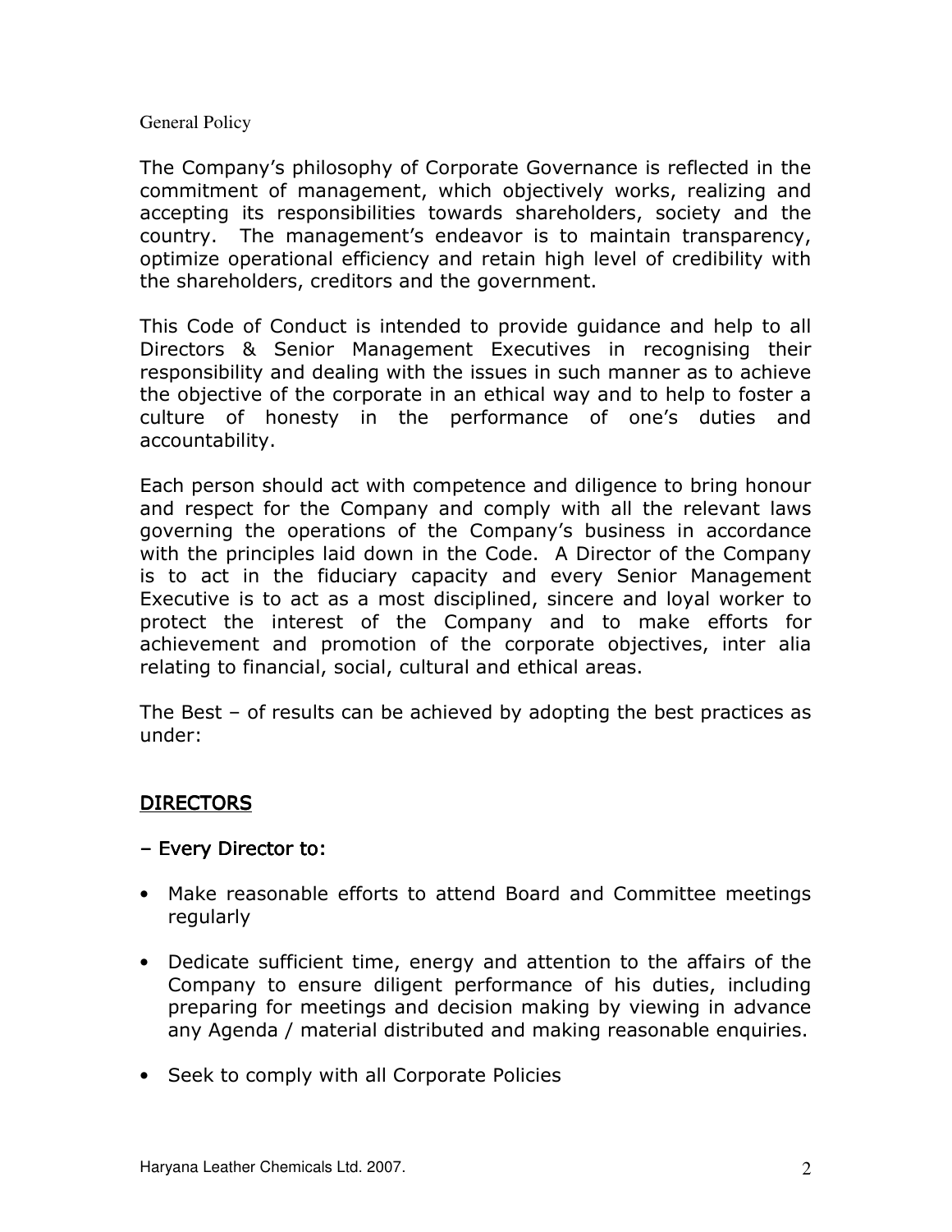General Policy

The Company's philosophy of Corporate Governance is reflected in the commitment of management, which objectively works, realizing and accepting its responsibilities towards shareholders, society and the country. The management's endeavor is to maintain transparency, optimize operational efficiency and retain high level of credibility with the shareholders, creditors and the government.

This Code of Conduct is intended to provide guidance and help to all Directors & Senior Management Executives in recognising their responsibility and dealing with the issues in such manner as to achieve the objective of the corporate in an ethical way and to help to foster a culture of honesty in the performance of one's duties and accountability.

Each person should act with competence and diligence to bring honour and respect for the Company and comply with all the relevant laws governing the operations of the Company's business in accordance with the principles laid down in the Code. A Director of the Company is to act in the fiduciary capacity and every Senior Management Executive is to act as a most disciplined, sincere and loyal worker to protect the interest of the Company and to make efforts for achievement and promotion of the corporate objectives, inter alia relating to financial, social, cultural and ethical areas.

The Best – of results can be achieved by adopting the best practices as under:

## <u>DIRECTORS</u>

### – Every Director to:

- Make reasonable efforts to attend Board and Committee meetings regularly
- Dedicate sufficient time, energy and attention to the affairs of the Company to ensure diligent performance of his duties, including preparing for meetings and decision making by viewing in advance any Agenda / material distributed and making reasonable enquiries.
- Seek to comply with all Corporate Policies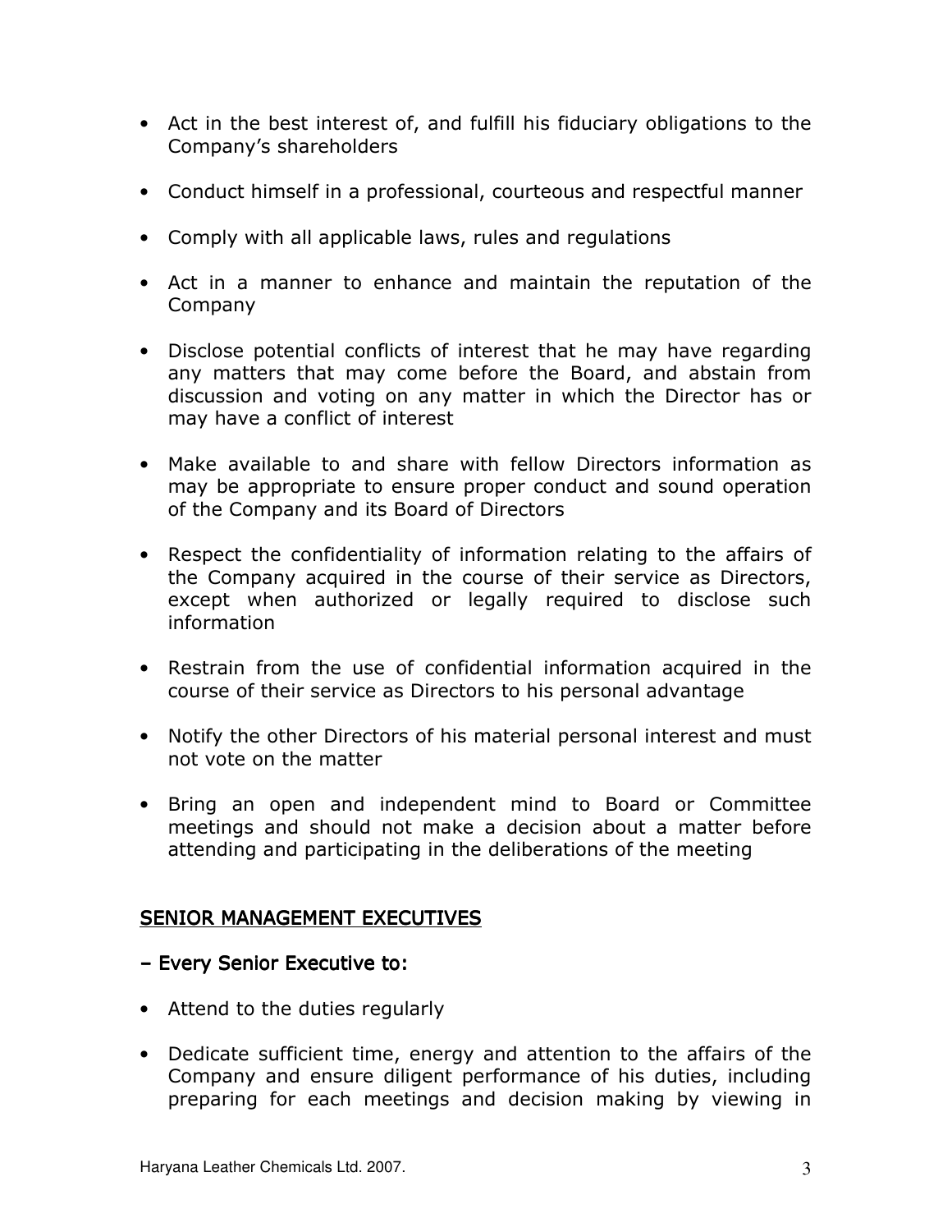- Act in the best interest of, and fulfill his fiduciary obligations to the Company's shareholders
- Conduct himself in a professional, courteous and respectful manner
- Comply with all applicable laws, rules and regulations
- Act in a manner to enhance and maintain the reputation of the Company
- Disclose potential conflicts of interest that he may have regarding any matters that may come before the Board, and abstain from discussion and voting on any matter in which the Director has or may have a conflict of interest
- Make available to and share with fellow Directors information as may be appropriate to ensure proper conduct and sound operation of the Company and its Board of Directors
- Respect the confidentiality of information relating to the affairs of the Company acquired in the course of their service as Directors, except when authorized or legally required to disclose such information
- Restrain from the use of confidential information acquired in the course of their service as Directors to his personal advantage
- Notify the other Directors of his material personal interest and must not vote on the matter
- Bring an open and independent mind to Board or Committee meetings and should not make a decision about a matter before attending and participating in the deliberations of the meeting

## SENIOR MANAGEMENT EXECUTIVES

**– Every Senior Executive to:**

- Attend to the duties regularly
- Dedicate sufficient time, energy and attention to the affairs of the Company and ensure diligent performance of his duties, including preparing for each meetings and decision making by viewing in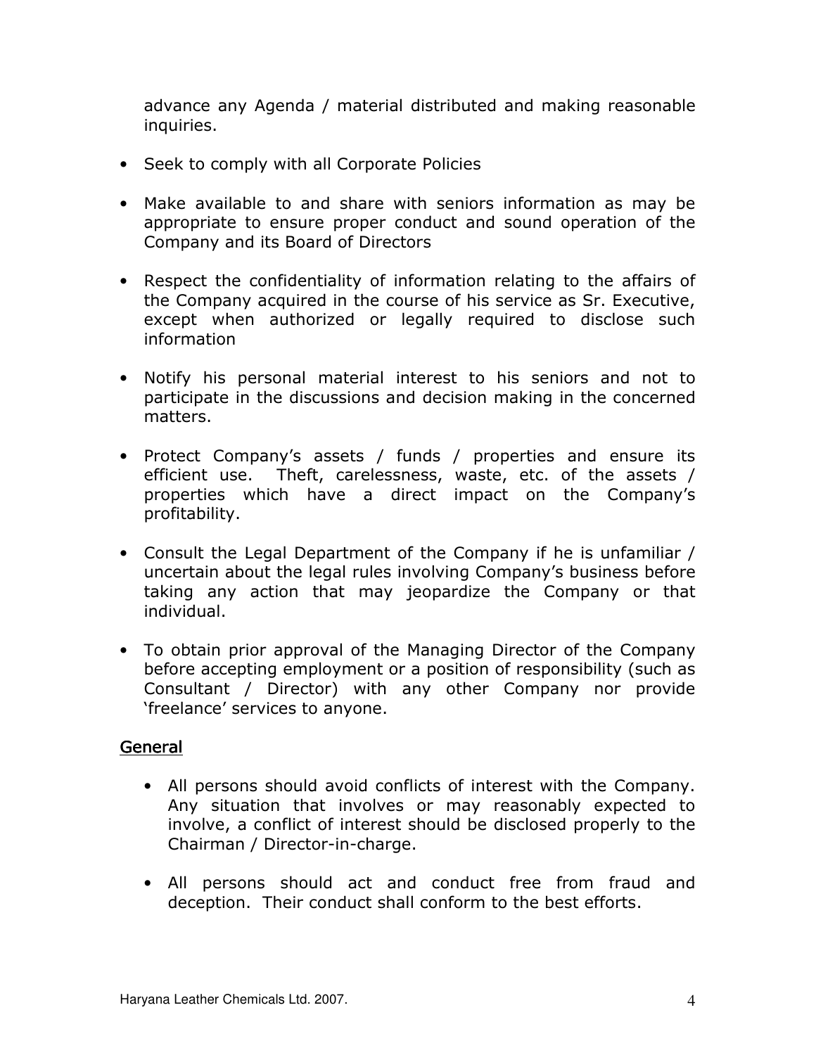advance any Agenda / material distributed and making reasonable inquiries.

- Seek to comply with all Corporate Policies

- Make available to and share with seniors information as may be appropriate to ensure proper conduct and sound operation of the Company and its Board of Directors

- Respect the confidentiality of information relating to the affairs of the Company acquired in the course of his service as Sr. Executive, except when authorized or legally required to disclose such information

- Notify his personal material interest to his seniors and not to participate in the discussions and decision making in the concerned matters.

- Protect Company's assets / funds / properties and ensure its efficient use. Theft, carelessness, waste, etc. of the assets / properties which have a direct impact on the Company's profitability.

- Consult the Legal Department of the Company if he is unfamiliar / uncertain about the legal rules involving Company's business before taking any action that may jeopardize the Company or that individual.

- To obtain prior approval of the Managing Director of the Company before accepting employment or a position of responsibility (such as Consultant / Director) with any other Company nor provide 'freelance' services to anyone.

## General

- All persons should avoid conflicts of interest with the Company. Any situation that involves or may reasonably expected to involve, a conflict of interest should be disclosed properly to the Chairman / Director-in-charge.

- All persons should act and conduct free from fraud and deception. Their conduct shall conform to the best efforts.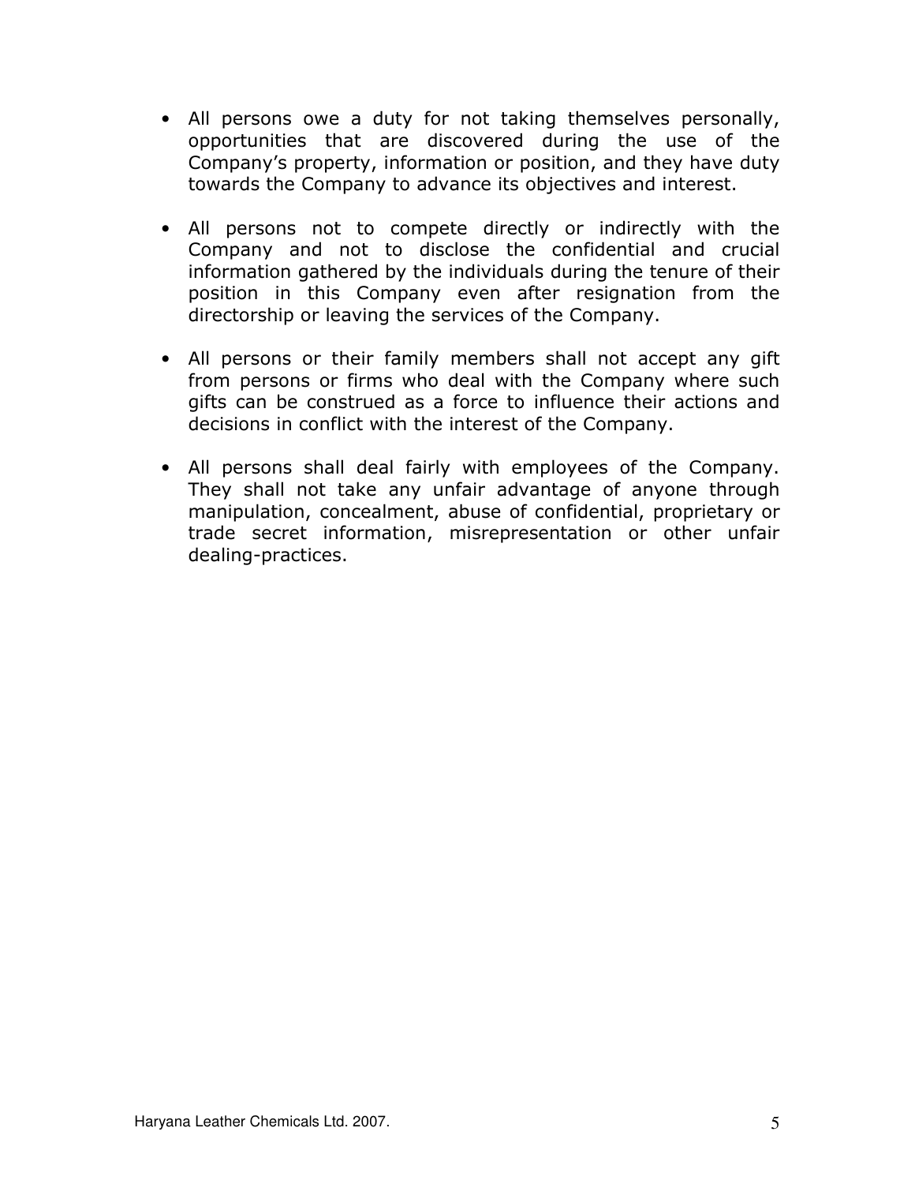- All persons owe a duty for not taking themselves personally, opportunities that are discovered during the use of the Company's property, information or position, and they have duty towards the Company to advance its objectives and interest.

- All persons not to compete directly or indirectly with the Company and not to disclose the confidential and crucial information gathered by the individuals during the tenure of their position in this Company even after resignation from the directorship or leaving the services of the Company.

- All persons or their family members shall not accept any gift from persons or firms who deal with the Company where such gifts can be construed as a force to influence their actions and decisions in conflict with the interest of the Company.

- All persons shall deal fairly with employees of the Company. They shall not take any unfair advantage of anyone through manipulation, concealment, abuse of confidential, proprietary or trade secret information, misrepresentation or other unfair dealing-practices.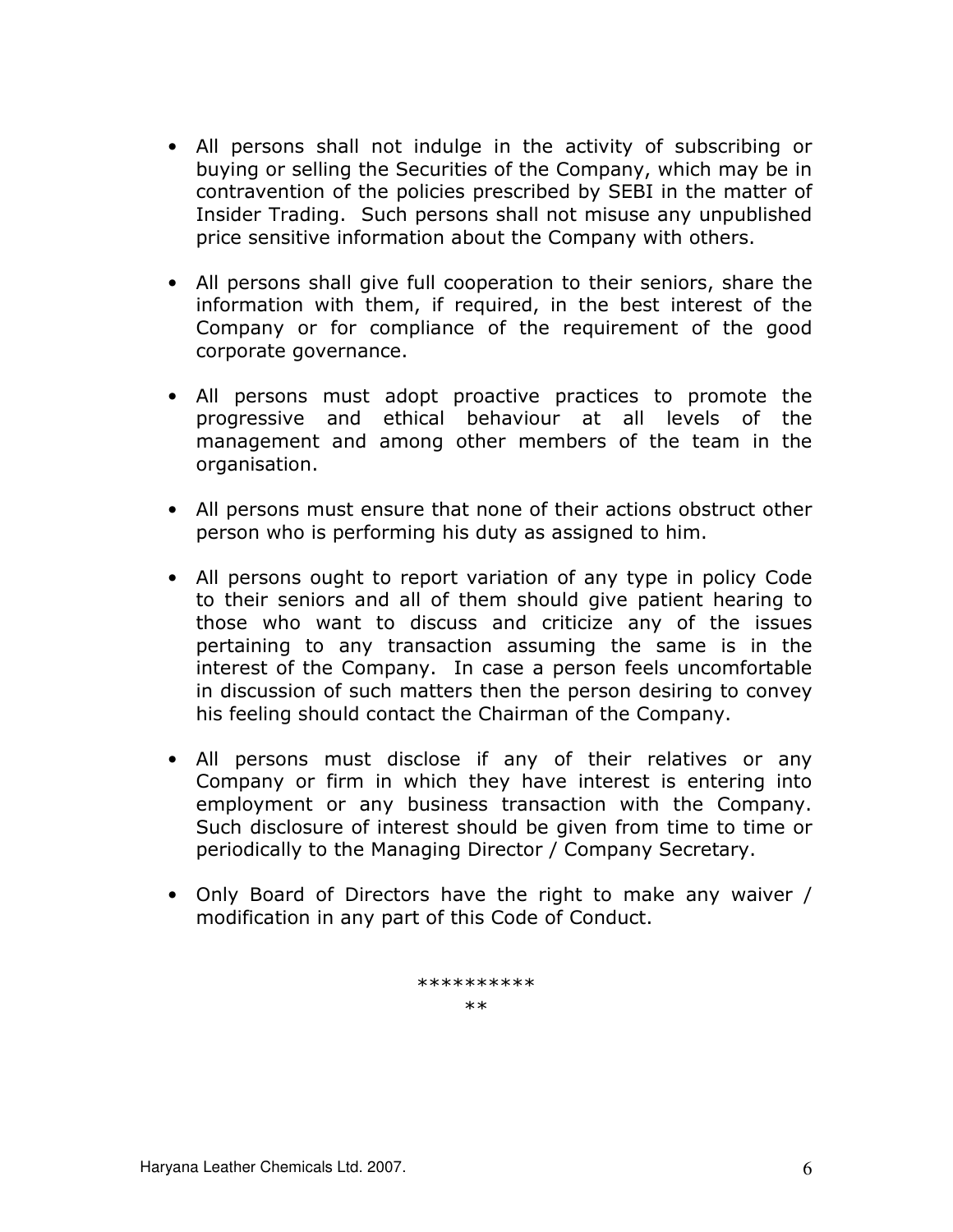- All persons shall not indulge in the activity of subscribing or buying or selling the Securities of the Company, which may be in contravention of the policies prescribed by SEBI in the matter of Insider Trading. Such persons shall not misuse any unpublished price sensitive information about the Company with others.

- All persons shall give full cooperation to their seniors, share the information with them, if required, in the best interest of the Company or for compliance of the requirement of the good corporate governance.

- All persons must adopt proactive practices to promote the progressive and ethical behaviour at all levels of the management and among other members of the team in the organisation.

- All persons must ensure that none of their actions obstruct other person who is performing his duty as assigned to him.

- All persons ought to report variation of any type in policy Code to their seniors and all of them should give patient hearing to those who want to discuss and criticize any of the issues pertaining to any transaction assuming the same is in the interest of the Company. In case a person feels uncomfortable in discussion of such matters then the person desiring to convey his feeling should contact the Chairman of the Company.

- All persons must disclose if any of their relatives or any Company or firm in which they have interest is entering into employment or any business transaction with the Company. Such disclosure of interest should be given from time to time or periodically to the Managing Director / Company Secretary.

- Only Board of Directors have the right to make any waiver / modification in any part of this Code of Conduct.

**********
**